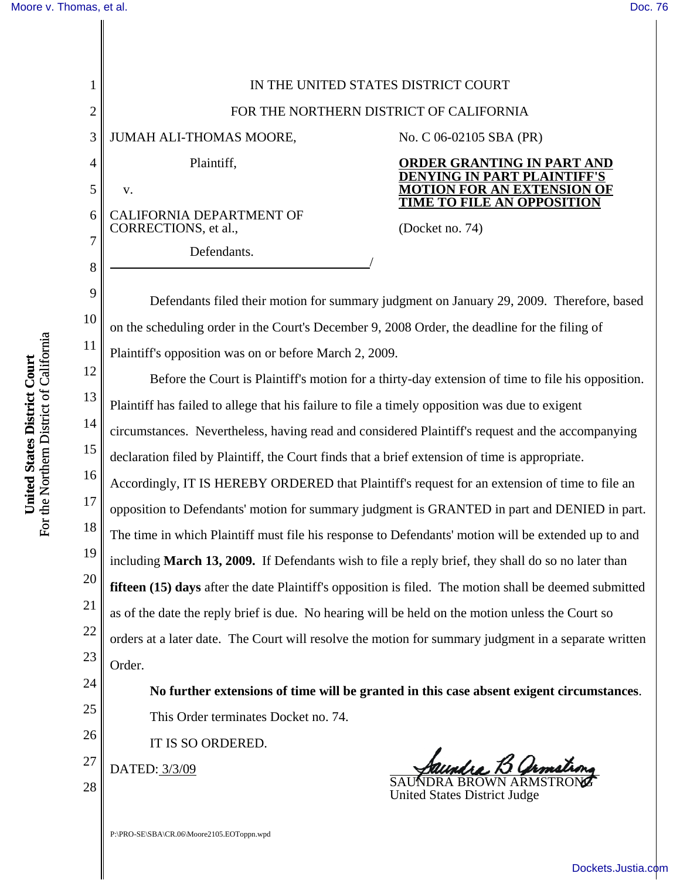IN THE UNITED STATES DISTRICT COURT

FOR THE NORTHERN DISTRICT OF CALIFORNIA

JUMAH ALI-THOMAS MOORE,

Plaintiff,

v.

CALIFORNIA DEPARTMENT OF CORRECTIONS, et al.,

Defendants.

/

No. C 06-02105 SBA (PR)

**ORDER GRANTING IN PART AND DENYING IN PART PLAINTIFF'S MOTION FOR AN EXTENSION OF TIME TO FILE AN OPPOSITION**

(Docket no. 74)

Defendants filed their motion for summary judgment on January 29, 2009. Therefore, based on the scheduling order in the Court's December 9, 2008 Order, the deadline for the filing of Plaintiff's opposition was on or before March 2, 2009.

Before the Court is Plaintiff's motion for a thirty-day extension of time to file his opposition. Plaintiff has failed to allege that his failure to file a timely opposition was due to exigent circumstances. Nevertheless, having read and considered Plaintiff's request and the accompanying declaration filed by Plaintiff, the Court finds that a brief extension of time is appropriate. Accordingly, IT IS HEREBY ORDERED that Plaintiff's request for an extension of time to file an opposition to Defendants' motion for summary judgment is GRANTED in part and DENIED in part. The time in which Plaintiff must file his response to Defendants' motion will be extended up to and including **March 13, 2009.** If Defendants wish to file a reply brief, they shall do so no later than **fifteen (15) days** after the date Plaintiff's opposition is filed. The motion shall be deemed submitted as of the date the reply brief is due. No hearing will be held on the motion unless the Court so orders at a later date. The Court will resolve the motion for summary judgment in a separate written Order.

**No further extensions of time will be granted in this case absent exigent circumstances**.

This Order terminates Docket no. 74.

IT IS SO ORDERED.

DATED: 3/3/09

SAUNDRA BROWN ARMSTRONG
United States District Judge

P:\PRO-SE\SBA\CR.06\Moore2105.EOToppn.wpd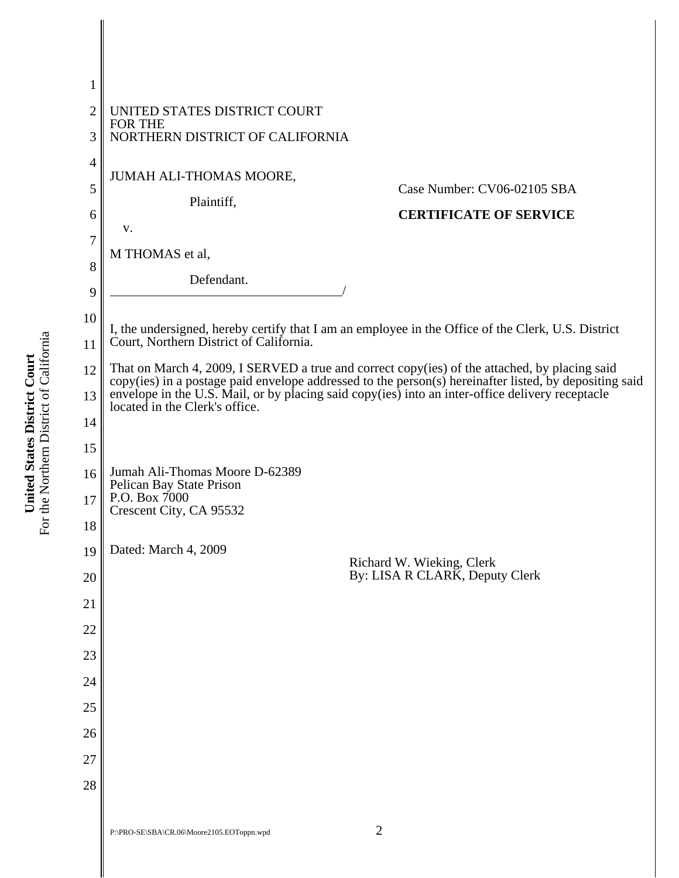UNITED STATES DISTRICT COURT
FOR THE
NORTHERN DISTRICT OF CALIFORNIA

JUMAH ALI-THOMAS MOORE,

Plaintiff,

v.

M THOMAS et al,

Defendant.

Case Number: CV06-02105 SBA

**CERTIFICATE OF SERVICE**

I, the undersigned, hereby certify that I am an employee in the Office of the Clerk, U.S. District Court, Northern District of California.

That on March 4, 2009, I SERVED a true and correct copy(ies) of the attached, by placing said copy(ies) in a postage paid envelope addressed to the person(s) hereinafter listed, by depositing said envelope in the U.S. Mail, or by placing said copy(ies) into an inter-office delivery receptacle located in the Clerk's office.

Jumah Ali-Thomas Moore D-62389
Pelican Bay State Prison
P.O. Box 7000
Crescent City, CA 95532

Dated: March 4, 2009

Richard W. Wieking, Clerk
By: LISA R CLARK, Deputy Clerk

P:\PRO-SE\SBA\CR.06\Moore2105.EOToppn.wpd